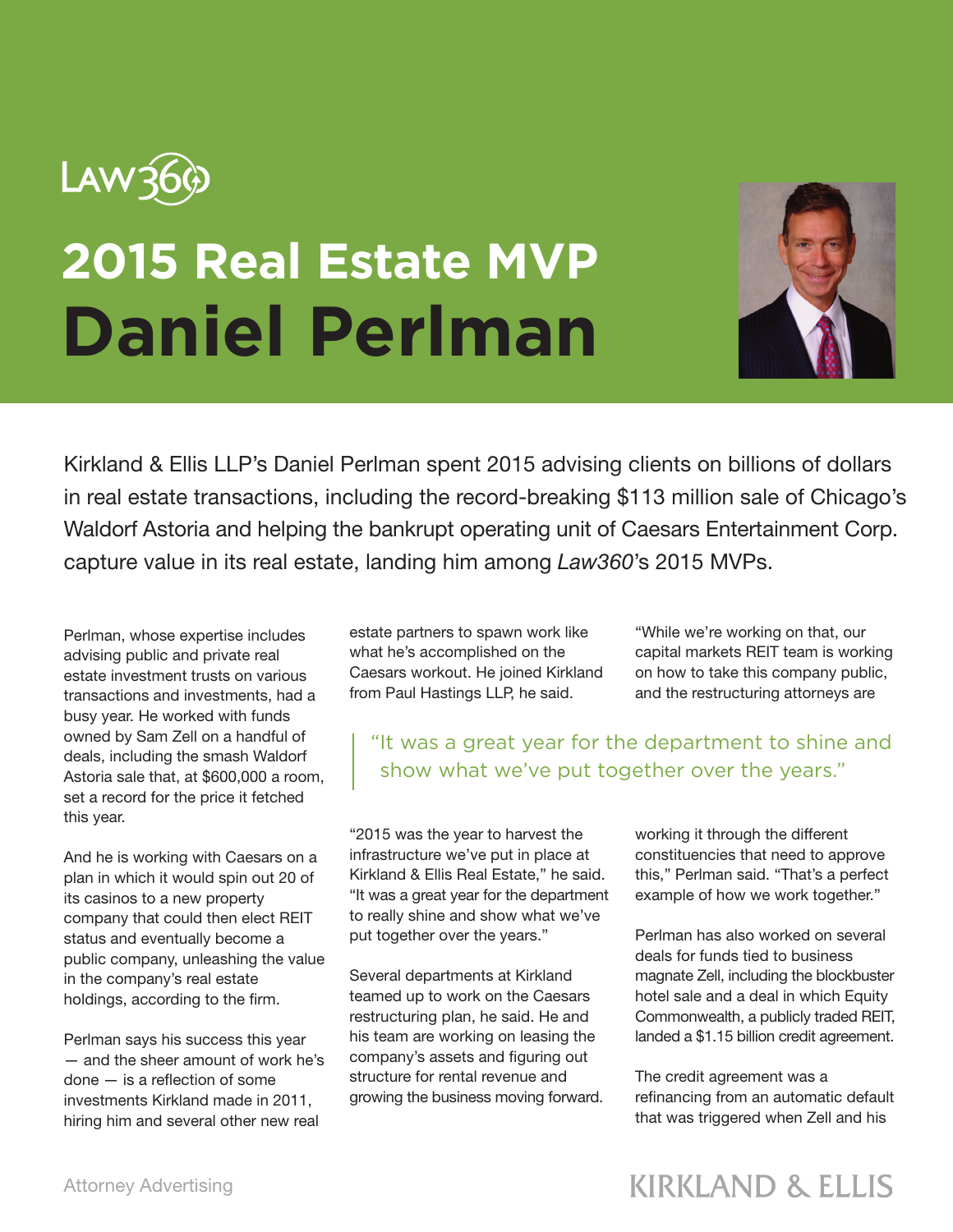Law360

# 2015 Real Estate MVP

# Daniel Perlman

Kirkland & Ellis LLP's Daniel Perlman spent 2015 advising clients on billions of dollars in real estate transactions, including the record-breaking $113 million sale of Chicago's Waldorf Astoria and helping the bankrupt operating unit of Caesars Entertainment Corp. capture value in its real estate, landing him among *Law360*'s 2015 MVPs.

Perlman, whose expertise includes advising public and private real estate investment trusts on various transactions and investments, had a busy year. He worked with funds owned by Sam Zell on a handful of deals, including the smash Waldorf Astoria sale that, at $600,000 a room, set a record for the price it fetched this year.

And he is working with Caesars on a plan in which it would spin out 20 of its casinos to a new property company that could then elect REIT status and eventually become a public company, unleashing the value in the company's real estate holdings, according to the firm.

Perlman says his success this year — and the sheer amount of work he's done — is a reflection of some investments Kirkland made in 2011, hiring him and several other new real estate partners to spawn work like what he's accomplished on the Caesars workout. He joined Kirkland from Paul Hastings LLP, he said.

> "It was a great year for the department to shine and show what we've put together over the years."

"2015 was the year to harvest the infrastructure we've put in place at Kirkland & Ellis Real Estate," he said. "It was a great year for the department to really shine and show what we've put together over the years."

Several departments at Kirkland teamed up to work on the Caesars restructuring plan, he said. He and his team are working on leasing the company's assets and figuring out structure for rental revenue and growing the business moving forward.

"While we're working on that, our capital markets REIT team is working on how to take this company public, and the restructuring attorneys are working it through the different constituencies that need to approve this," Perlman said. "That's a perfect example of how we work together."

Perlman has also worked on several deals for funds tied to business magnate Zell, including the blockbuster hotel sale and a deal in which Equity Commonwealth, a publicly traded REIT, landed a $1.15 billion credit agreement.

The credit agreement was a refinancing from an automatic default that was triggered when Zell and his

Attorney Advertising

KIRKLAND & ELLIS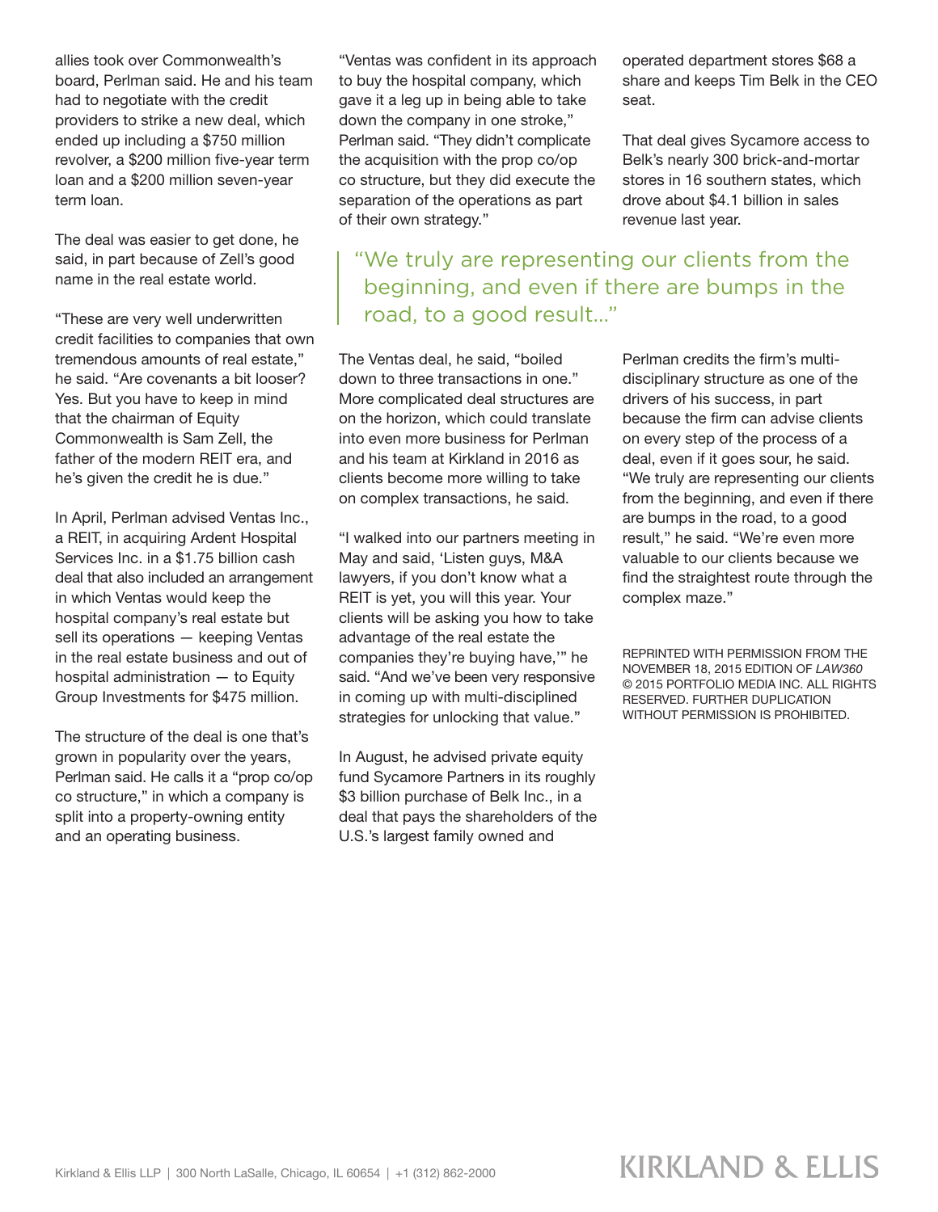allies took over Commonwealth's board, Perlman said. He and his team had to negotiate with the credit providers to strike a new deal, which ended up including a $750 million revolver, a $200 million five-year term loan and a $200 million seven-year term loan.

The deal was easier to get done, he said, in part because of Zell's good name in the real estate world.

"These are very well underwritten credit facilities to companies that own tremendous amounts of real estate," he said. "Are covenants a bit looser? Yes. But you have to keep in mind that the chairman of Equity Commonwealth is Sam Zell, the father of the modern REIT era, and he's given the credit he is due."

In April, Perlman advised Ventas Inc., a REIT, in acquiring Ardent Hospital Services Inc. in a $1.75 billion cash deal that also included an arrangement in which Ventas would keep the hospital company's real estate but sell its operations — keeping Ventas in the real estate business and out of hospital administration — to Equity Group Investments for $475 million.

The structure of the deal is one that's grown in popularity over the years, Perlman said. He calls it a "prop co/op co structure," in which a company is split into a property-owning entity and an operating business.

"Ventas was confident in its approach to buy the hospital company, which gave it a leg up in being able to take down the company in one stroke," Perlman said. "They didn't complicate the acquisition with the prop co/op co structure, but they did execute the separation of the operations as part of their own strategy."

> "We truly are representing our clients from the beginning, and even if there are bumps in the road, to a good result..."

The Ventas deal, he said, "boiled down to three transactions in one." More complicated deal structures are on the horizon, which could translate into even more business for Perlman and his team at Kirkland in 2016 as clients become more willing to take on complex transactions, he said.

"I walked into our partners meeting in May and said, 'Listen guys, M&A lawyers, if you don't know what a REIT is yet, you will this year. Your clients will be asking you how to take advantage of the real estate the companies they're buying have,'" he said. "And we've been very responsive in coming up with multi-disciplined strategies for unlocking that value."

In August, he advised private equity fund Sycamore Partners in its roughly $3 billion purchase of Belk Inc., in a deal that pays the shareholders of the U.S.'s largest family owned and operated department stores $68 a share and keeps Tim Belk in the CEO seat.

That deal gives Sycamore access to Belk's nearly 300 brick-and-mortar stores in 16 southern states, which drove about $4.1 billion in sales revenue last year.

Perlman credits the firm's multi-disciplinary structure as one of the drivers of his success, in part because the firm can advise clients on every step of the process of a deal, even if it goes sour, he said. "We truly are representing our clients from the beginning, and even if there are bumps in the road, to a good result," he said. "We're even more valuable to our clients because we find the straightest route through the complex maze."

REPRINTED WITH PERMISSION FROM THE NOVEMBER 18, 2015 EDITION OF *LAW360* © 2015 PORTFOLIO MEDIA INC. ALL RIGHTS RESERVED. FURTHER DUPLICATION WITHOUT PERMISSION IS PROHIBITED.